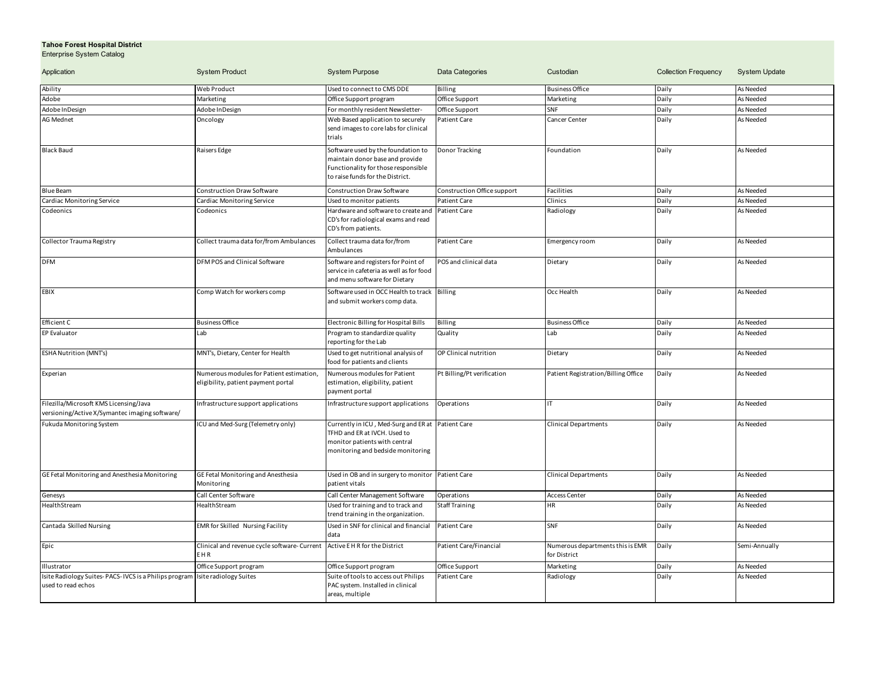**Tahoe Forest Hospital District**
Enterprise System Catalog

| Application | System Product | System Purpose | Data Categories | Custodian | Collection Frequency | System Update |
|---|---|---|---|---|---|---|
| Ability | Web Product | Used to connect to CMS DDE | Billing | Business Office | Daily | As Needed |
| Adobe | Marketing | Office Support program | Office Support | Marketing | Daily | As Needed |
| Adobe InDesign | Adobe InDesign | For monthly resident Newsletter- | Office Support | SNF | Daily | As Needed |
| AG Mednet | Oncology | Web Based application to securely send images to core labs for clinical trials | Patient Care | Cancer Center | Daily | As Needed |
| Black Baud | Raisers Edge | Software used by the foundation to maintain donor base and provide Functionality for those responsible to raise funds for the District. | Donor Tracking | Foundation | Daily | As Needed |
| Blue Beam | Construction Draw Software | Construction Draw Software | Construction Office support | Facilities | Daily | As Needed |
| Cardiac Monitoring Service | Cardiac Monitoring Service | Used to monitor patients | Patient Care | Clinics | Daily | As Needed |
| Codeonics | Codeonics | Hardware and software to create and CD's for radiological exams and read CD's from patients. | Patient Care | Radiology | Daily | As Needed |
| Collector Trauma Registry | Collect trauma data for/from Ambulances | Collect trauma data for/from Ambulances | Patient Care | Emergency room | Daily | As Needed |
| DFM | DFM POS and Clinical Software | Software and registers for Point of service in cafeteria as well as for food and menu software for Dietary | POS and clinical data | Dietary | Daily | As Needed |
| EBIX | Comp Watch for workers comp | Software used in OCC Health to track and submit workers comp data. | Billing | Occ Health | Daily | As Needed |
| Efficient C | Business Office | Electronic Billing for Hospital Bills | Billing | Business Office | Daily | As Needed |
| EP Evaluator | Lab | Program to standardize quality reporting for the Lab | Quality | Lab | Daily | As Needed |
| ESHA Nutrition (MNT's) | MNT's, Dietary, Center for Health | Used to get nutritional analysis of food for patients and clients | OP Clinical nutrition | Dietary | Daily | As Needed |
| Experian | Numerous modules for Patient estimation, eligibility, patient payment portal | Numerous modules for Patient estimation, eligibility, patient payment portal | Pt Billing/Pt verification | Patient Registration/Billing Office | Daily | As Needed |
| Filezilla/Microsoft KMS Licensing/Java versioning/Active X/Symantec imaging software/ | Infrastructure support applications | Infrastructure support applications | Operations | IT | Daily | As Needed |
| Fukuda Monitoring System | ICU and Med-Surg (Telemetry only) | Currently in ICU , Med-Surg and ER at TFHD and ER at IVCH. Used to monitor patients with central monitoring and bedside monitoring | Patient Care | Clinical Departments | Daily | As Needed |
| GE Fetal Monitoring and Anesthesia Monitoring | GE Fetal Monitoring and Anesthesia Monitoring | Used in OB and in surgery to monitor patient vitals | Patient Care | Clinical Departments | Daily | As Needed |
| Genesys | Call Center Software | Call Center Management Software | Operations | Access Center | Daily | As Needed |
| HealthStream | HealthStream | Used for training and to track and trend training in the organization. | Staff Training | HR | Daily | As Needed |
| Cantada Skilled Nursing | EMR for Skilled Nursing Facility | Used in SNF for clinical and financial data | Patient Care | SNF | Daily | As Needed |
| Epic | Clinical and revenue cycle software- Current E H R | Active E H R for the District | Patient Care/Financial | Numerous departments this is EMR for District | Daily | Semi-Annually |
| Illustrator | Office Support program | Office Support program | Office Support | Marketing | Daily | As Needed |
| Isite Radiology Suites- PACS- IVCS is a Philips program used to read echos | Isite radiology Suites | Suite of tools to access out Philips PAC system. Installed in clinical areas, multiple | Patient Care | Radiology | Daily | As Needed |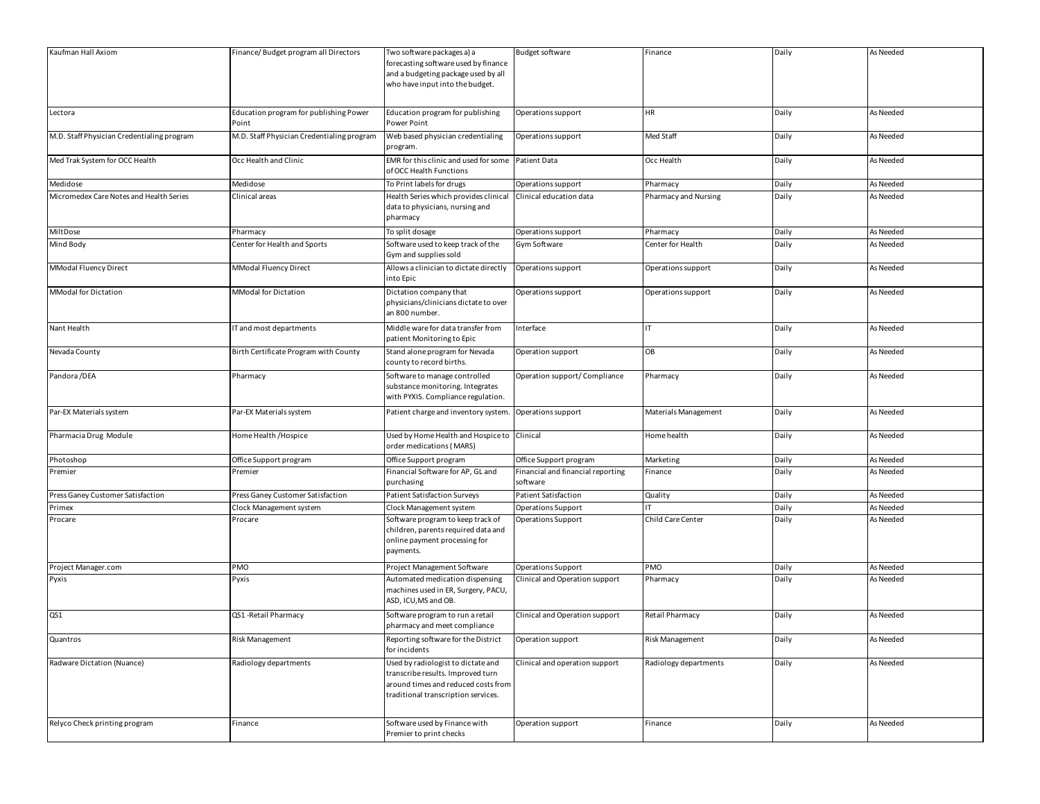| | | | | | | |
|---|---|---|---|---|---|---|
| Kaufman Hall Axiom | Finance/ Budget program all Directors | Two software packages a) a forecasting software used by finance and a budgeting package used by all who have input into the budget. | Budget software | Finance | Daily | As Needed |
| Lectora | Education program for publishing Power Point | Education program for publishing Power Point | Operations support | HR | Daily | As Needed |
| M.D. Staff Physician Credentialing program | M.D. Staff Physician Credentialing program | Web based physician credentialing program. | Operations support | Med Staff | Daily | As Needed |
| Med Trak System for OCC Health | Occ Health and Clinic | EMR for this clinic and used for some of OCC Health Functions | Patient Data | Occ Health | Daily | As Needed |
| Medidose | Medidose | To Print labels for drugs | Operations support | Pharmacy | Daily | As Needed |
| Micromedex Care Notes and Health Series | Clinical areas | Health Series which provides clinical data to physicians, nursing and pharmacy | Clinical education data | Pharmacy and Nursing | Daily | As Needed |
| MiltDose | Pharmacy | To split dosage | Operations support | Pharmacy | Daily | As Needed |
| Mind Body | Center for Health and Sports | Software used to keep track of the Gym and supplies sold | Gym Software | Center for Health | Daily | As Needed |
| MModal Fluency Direct | MModal Fluency Direct | Allows a clinician to dictate directly into Epic | Operations support | Operations support | Daily | As Needed |
| MModal for Dictation | MModal for Dictation | Dictation company that physicians/clinicians dictate to over an 800 number. | Operations support | Operations support | Daily | As Needed |
| Nant Health | IT and most departments | Middle ware for data transfer from patient Monitoring to Epic | Interface | IT | Daily | As Needed |
| Nevada County | Birth Certificate Program with County | Stand alone program for Nevada county to record births. | Operation support | OB | Daily | As Needed |
| Pandora /DEA | Pharmacy | Software to manage controlled substance monitoring. Integrates with PYXIS. Compliance regulation. | Operation support/ Compliance | Pharmacy | Daily | As Needed |
| Par-EX Materials system | Par-EX Materials system | Patient charge and inventory system. | Operations support | Materials Management | Daily | As Needed |
| Pharmacia Drug Module | Home Health /Hospice | Used by Home Health and Hospice to order medications ( MARS) | Clinical | Home health | Daily | As Needed |
| Photoshop | Office Support program | Office Support program | Office Support program | Marketing | Daily | As Needed |
| Premier | Premier | Financial Software for AP, GL and purchasing | Financial and financial reporting software | Finance | Daily | As Needed |
| Press Ganey Customer Satisfaction | Press Ganey Customer Satisfaction | Patient Satisfaction Surveys | Patient Satisfaction | Quality | Daily | As Needed |
| Primex | Clock Management system | Clock Management system | Operations Support | IT | Daily | As Needed |
| Procare | Procare | Software program to keep track of children, parents required data and online payment processing for payments. | Operations Support | Child Care Center | Daily | As Needed |
| Project Manager.com | PMO | Project Management Software | Operations Support | PMO | Daily | As Needed |
| Pyxis | Pyxis | Automated medication dispensing machines used in ER, Surgery, PACU, ASD, ICU,MS and OB. | Clinical and Operation support | Pharmacy | Daily | As Needed |
| QS1 | QS1 -Retail Pharmacy | Software program to run a retail pharmacy and meet compliance | Clinical and Operation support | Retail Pharmacy | Daily | As Needed |
| Quantros | Risk Management | Reporting software for the District for incidents | Operation support | Risk Management | Daily | As Needed |
| Radware Dictation (Nuance) | Radiology departments | Used by radiologist to dictate and transcribe results. Improved turn around times and reduced costs from traditional transcription services. | Clinical and operation support | Radiology departments | Daily | As Needed |
| Relyco Check printing program | Finance | Software used by Finance with Premier to print checks | Operation support | Finance | Daily | As Needed |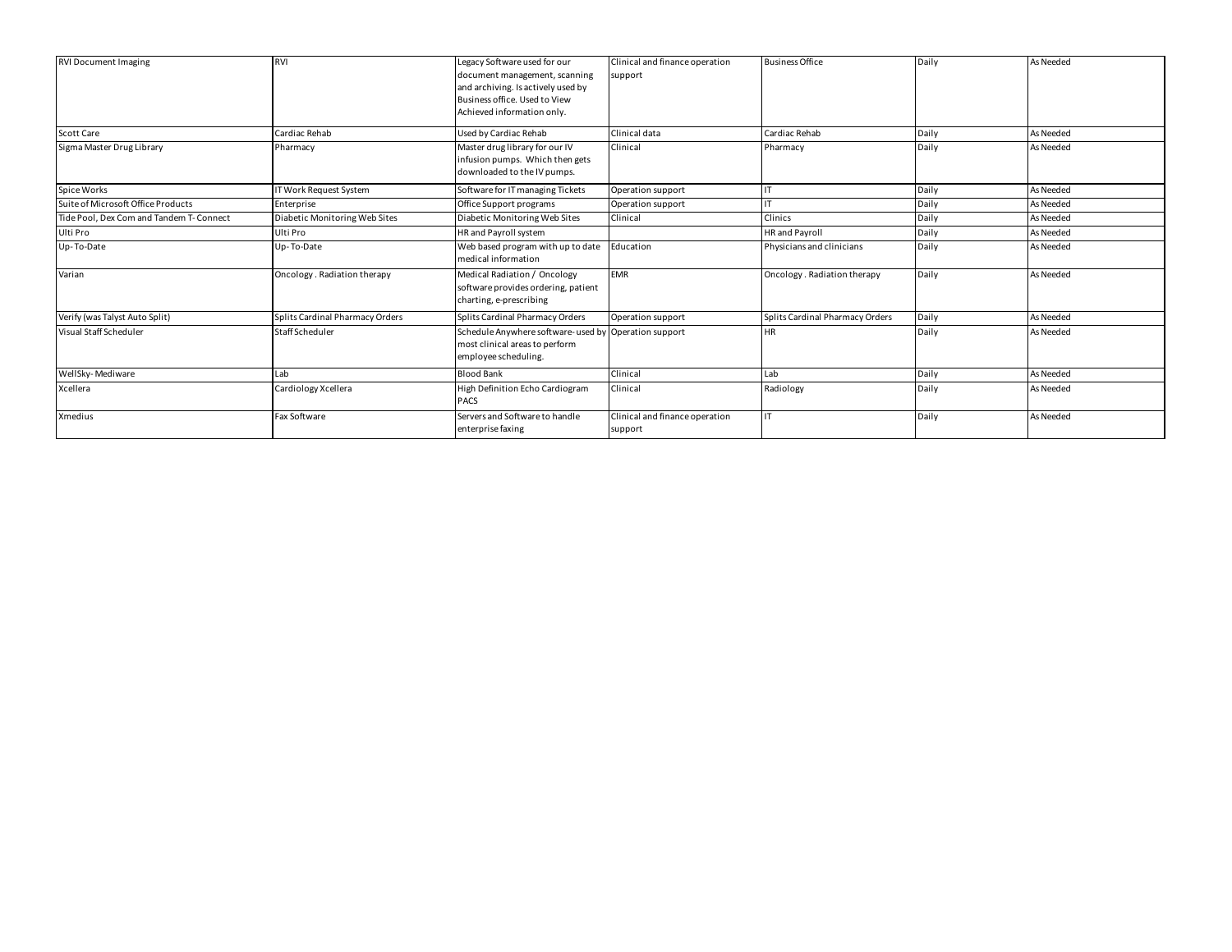| | | | | | | |
|---|---|---|---|---|---|---|
| RVI Document Imaging | RVI | Legacy Software used for our document management, scanning and archiving. Is actively used by Business office. Used to View Achieved information only. | Clinical and finance operation support | Business Office | Daily | As Needed |
| Scott Care | Cardiac Rehab | Used by Cardiac Rehab | Clinical data | Cardiac Rehab | Daily | As Needed |
| Sigma Master Drug Library | Pharmacy | Master drug library for our IV infusion pumps. Which then gets downloaded to the IV pumps. | Clinical | Pharmacy | Daily | As Needed |
| Spice Works | IT Work Request System | Software for IT managing Tickets | Operation support | IT | Daily | As Needed |
| Suite of Microsoft Office Products | Enterprise | Office Support programs | Operation support | IT | Daily | As Needed |
| Tide Pool, Dex Com and Tandem T- Connect | Diabetic Monitoring Web Sites | Diabetic Monitoring Web Sites | Clinical | Clinics | Daily | As Needed |
| Ulti Pro | Ulti Pro | HR and Payroll system | | HR and Payroll | Daily | As Needed |
| Up-To-Date | Up-To-Date | Web based program with up to date medical information | Education | Physicians and clinicians | Daily | As Needed |
| Varian | Oncology . Radiation therapy | Medical Radiation / Oncology software provides ordering, patient charting, e-prescribing | EMR | Oncology . Radiation therapy | Daily | As Needed |
| Verify (was Talyst Auto Split) | Splits Cardinal Pharmacy Orders | Splits Cardinal Pharmacy Orders | Operation support | Splits Cardinal Pharmacy Orders | Daily | As Needed |
| Visual Staff Scheduler | Staff Scheduler | Schedule Anywhere software- used by most clinical areas to perform employee scheduling. | Operation support | HR | Daily | As Needed |
| WellSky- Mediware | Lab | Blood Bank | Clinical | Lab | Daily | As Needed |
| Xcellera | Cardiology Xcellera | High Definition Echo Cardiogram PACS | Clinical | Radiology | Daily | As Needed |
| Xmedius | Fax Software | Servers and Software to handle enterprise faxing | Clinical and finance operation support | IT | Daily | As Needed |